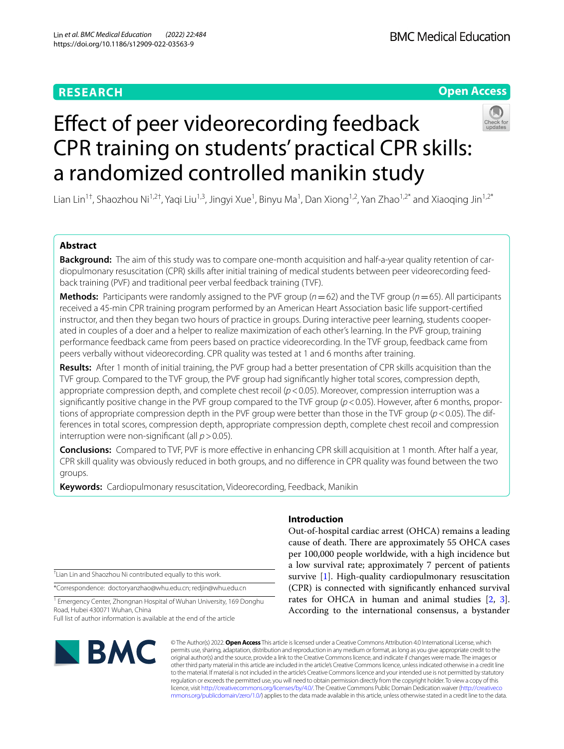RESEARCH

Open Access

# Effect of peer videorecording feedback CPR training on students' practical CPR skills: a randomized controlled manikin study

Lian Lin[1†], Shaozhou Ni[1,2†], Yaqi Liu[1,3], Jingyi Xue[1], Binyu Ma[1], Dan Xiong[1,2], Yan Zhao[1,2*] and Xiaoqing Jin[1,2*]

## Abstract

**Background:** The aim of this study was to compare one-month acquisition and half-a-year quality retention of cardiopulmonary resuscitation (CPR) skills after initial training of medical students between peer videorecording feedback training (PVF) and traditional peer verbal feedback training (TVF).

**Methods:** Participants were randomly assigned to the PVF group ($n=62$) and the TVF group ($n=65$). All participants received a 45-min CPR training program performed by an American Heart Association basic life support-certified instructor, and then they began two hours of practice in groups. During interactive peer learning, students cooperated in couples of a doer and a helper to realize maximization of each other's learning. In the PVF group, training performance feedback came from peers based on practice videorecording. In the TVF group, feedback came from peers verbally without videorecording. CPR quality was tested at 1 and 6 months after training.

**Results:** After 1 month of initial training, the PVF group had a better presentation of CPR skills acquisition than the TVF group. Compared to the TVF group, the PVF group had significantly higher total scores, compression depth, appropriate compression depth, and complete chest recoil ($p<0.05$). Moreover, compression interruption was a significantly positive change in the PVF group compared to the TVF group ($p<0.05$). However, after 6 months, proportions of appropriate compression depth in the PVF group were better than those in the TVF group ($p<0.05$). The differences in total scores, compression depth, appropriate compression depth, complete chest recoil and compression interruption were non-significant (all $p>0.05$).

**Conclusions:** Compared to TVF, PVF is more effective in enhancing CPR skill acquisition at 1 month. After half a year, CPR skill quality was obviously reduced in both groups, and no difference in CPR quality was found between the two groups.

**Keywords:** Cardiopulmonary resuscitation, Videorecording, Feedback, Manikin

## Introduction

Out-of-hospital cardiac arrest (OHCA) remains a leading cause of death. There are approximately 55 OHCA cases per 100,000 people worldwide, with a high incidence but a low survival rate; approximately 7 percent of patients survive [1]. High-quality cardiopulmonary resuscitation (CPR) is connected with significantly enhanced survival rates for OHCA in human and animal studies [2, 3]. According to the international consensus, a bystander

---

†Lian Lin and Shaozhou Ni contributed equally to this work.

*Correspondence: doctoryanzhao@whu.edu.cn; redjin@whu.edu.cn

[1] Emergency Center, Zhongnan Hospital of Wuhan University, 169 Donghu Road, Hubei 430071 Wuhan, China

Full list of author information is available at the end of the article

© The Author(s) 2022. **Open Access** This article is licensed under a Creative Commons Attribution 4.0 International License, which permits use, sharing, adaptation, distribution and reproduction in any medium or format, as long as you give appropriate credit to the original author(s) and the source, provide a link to the Creative Commons licence, and indicate if changes were made. The images or other third party material in this article are included in the article's Creative Commons licence, unless indicated otherwise in a credit line to the material. If material is not included in the article's Creative Commons licence and your intended use is not permitted by statutory regulation or exceeds the permitted use, you will need to obtain permission directly from the copyright holder. To view a copy of this licence, visit http://creativecommons.org/licenses/by/4.0/. The Creative Commons Public Domain Dedication waiver (http://creativecommons.org/publicdomain/zero/1.0/) applies to the data made available in this article, unless otherwise stated in a credit line to the data.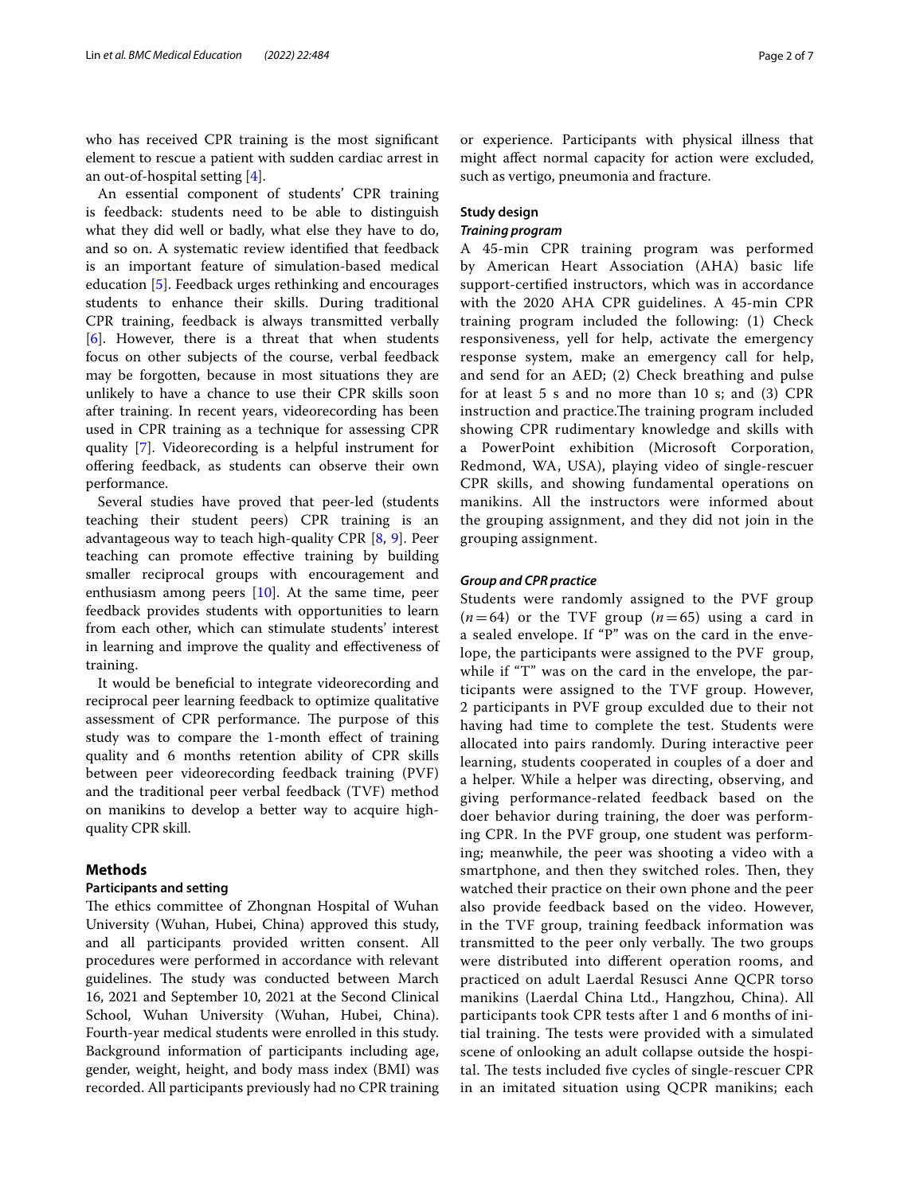who has received CPR training is the most significant element to rescue a patient with sudden cardiac arrest in an out-of-hospital setting [4].

An essential component of students' CPR training is feedback: students need to be able to distinguish what they did well or badly, what else they have to do, and so on. A systematic review identified that feedback is an important feature of simulation-based medical education [5]. Feedback urges rethinking and encourages students to enhance their skills. During traditional CPR training, feedback is always transmitted verbally [6]. However, there is a threat that when students focus on other subjects of the course, verbal feedback may be forgotten, because in most situations they are unlikely to have a chance to use their CPR skills soon after training. In recent years, videorecording has been used in CPR training as a technique for assessing CPR quality [7]. Videorecording is a helpful instrument for offering feedback, as students can observe their own performance.

Several studies have proved that peer-led (students teaching their student peers) CPR training is an advantageous way to teach high-quality CPR [8, 9]. Peer teaching can promote effective training by building smaller reciprocal groups with encouragement and enthusiasm among peers [10]. At the same time, peer feedback provides students with opportunities to learn from each other, which can stimulate students' interest in learning and improve the quality and effectiveness of training.

It would be beneficial to integrate videorecording and reciprocal peer learning feedback to optimize qualitative assessment of CPR performance. The purpose of this study was to compare the 1-month effect of training quality and 6 months retention ability of CPR skills between peer videorecording feedback training (PVF) and the traditional peer verbal feedback (TVF) method on manikins to develop a better way to acquire high-quality CPR skill.

## Methods

### Participants and setting

The ethics committee of Zhongnan Hospital of Wuhan University (Wuhan, Hubei, China) approved this study, and all participants provided written consent. All procedures were performed in accordance with relevant guidelines. The study was conducted between March 16, 2021 and September 10, 2021 at the Second Clinical School, Wuhan University (Wuhan, Hubei, China). Fourth-year medical students were enrolled in this study. Background information of participants including age, gender, weight, height, and body mass index (BMI) was recorded. All participants previously had no CPR training or experience. Participants with physical illness that might affect normal capacity for action were excluded, such as vertigo, pneumonia and fracture.

### Study design

#### *Training program*

A 45-min CPR training program was performed by American Heart Association (AHA) basic life support-certified instructors, which was in accordance with the 2020 AHA CPR guidelines. A 45-min CPR training program included the following: (1) Check responsiveness, yell for help, activate the emergency response system, make an emergency call for help, and send for an AED; (2) Check breathing and pulse for at least 5 s and no more than 10 s; and (3) CPR instruction and practice.The training program included showing CPR rudimentary knowledge and skills with a PowerPoint exhibition (Microsoft Corporation, Redmond, WA, USA), playing video of single-rescuer CPR skills, and showing fundamental operations on manikins. All the instructors were informed about the grouping assignment, and they did not join in the grouping assignment.

#### *Group and CPR practice*

Students were randomly assigned to the PVF group ($n = 64$) or the TVF group ($n = 65$) using a card in a sealed envelope. If "P" was on the card in the envelope, the participants were assigned to the PVF group, while if "T" was on the card in the envelope, the participants were assigned to the TVF group. However, 2 participants in PVF group exculded due to their not having had time to complete the test. Students were allocated into pairs randomly. During interactive peer learning, students cooperated in couples of a doer and a helper. While a helper was directing, observing, and giving performance-related feedback based on the doer behavior during training, the doer was performing CPR. In the PVF group, one student was performing; meanwhile, the peer was shooting a video with a smartphone, and then they switched roles. Then, they watched their practice on their own phone and the peer also provide feedback based on the video. However, in the TVF group, training feedback information was transmitted to the peer only verbally. The two groups were distributed into different operation rooms, and practiced on adult Laerdal Resusci Anne QCPR torso manikins (Laerdal China Ltd., Hangzhou, China). All participants took CPR tests after 1 and 6 months of initial training. The tests were provided with a simulated scene of onlooking an adult collapse outside the hospital. The tests included five cycles of single-rescuer CPR in an imitated situation using QCPR manikins; each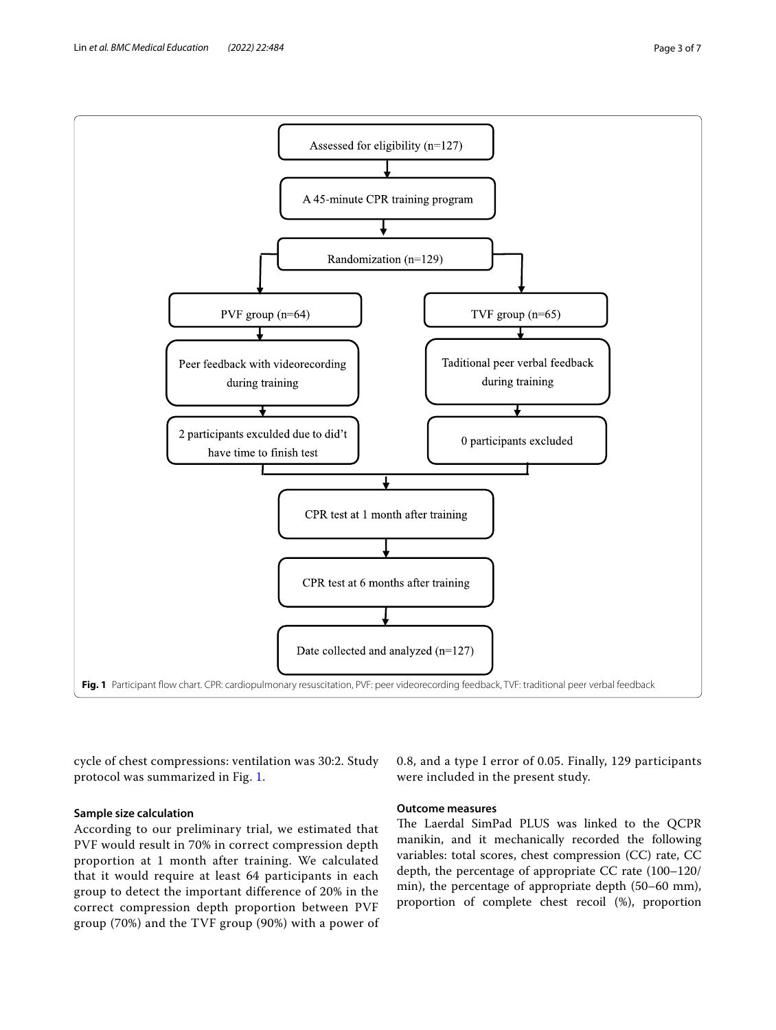Assessed for eligibility (n=127)

A 45-minute CPR training program

Randomization (n=129)

| PVF group (n=64) | TVF group (n=65) |
| --- | --- |
| Peer feedback with videorecording during training | Taditional peer verbal feedback during training |
| 2 participants exculded due to did't have time to finish test | 0 participants excluded |

CPR test at 1 month after training

CPR test at 6 months after training

Date collected and analyzed (n=127)

**Fig. 1** Participant flow chart. CPR: cardiopulmonary resuscitation, PVF: peer videorecording feedback, TVF: traditional peer verbal feedback

cycle of chest compressions: ventilation was 30:2. Study protocol was summarized in Fig. 1.

### Sample size calculation

According to our preliminary trial, we estimated that PVF would result in 70% in correct compression depth proportion at 1 month after training. We calculated that it would require at least 64 participants in each group to detect the important difference of 20% in the correct compression depth proportion between PVF group (70%) and the TVF group (90%) with a power of 0.8, and a type I error of 0.05. Finally, 129 participants were included in the present study.

### Outcome measures

The Laerdal SimPad PLUS was linked to the QCPR manikin, and it mechanically recorded the following variables: total scores, chest compression (CC) rate, CC depth, the percentage of appropriate CC rate (100–120/min), the percentage of appropriate depth (50–60 mm), proportion of complete chest recoil (%), proportion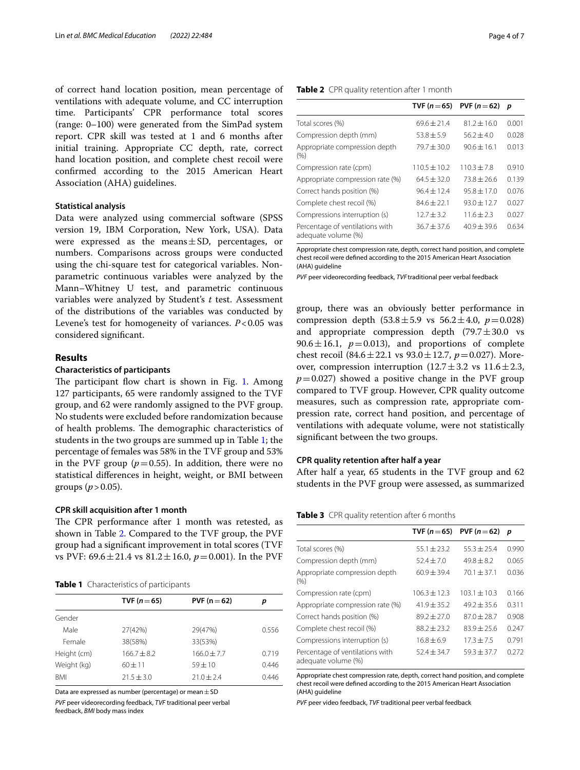of correct hand location position, mean percentage of ventilations with adequate volume, and CC interruption time. Participants' CPR performance total scores (range: 0–100) were generated from the SimPad system report. CPR skill was tested at 1 and 6 months after initial training. Appropriate CC depth, rate, correct hand location position, and complete chest recoil were confirmed according to the 2015 American Heart Association (AHA) guidelines.

### Statistical analysis

Data were analyzed using commercial software (SPSS version 19, IBM Corporation, New York, USA). Data were expressed as the means ± SD, percentages, or numbers. Comparisons across groups were conducted using the chi-square test for categorical variables. Non-parametric continuous variables were analyzed by the Mann–Whitney U test, and parametric continuous variables were analyzed by Student's *t* test. Assessment of the distributions of the variables was conducted by Levene's test for homogeneity of variances. $P < 0.05$ was considered significant.

## Results

### Characteristics of participants

The participant flow chart is shown in Fig. 1. Among 127 participants, 65 were randomly assigned to the TVF group, and 62 were randomly assigned to the PVF group. No students were excluded before randomization because of health problems. The demographic characteristics of students in the two groups are summed up in Table 1; the percentage of females was 58% in the TVF group and 53% in the PVF group ($p = 0.55$). In addition, there were no statistical differences in height, weight, or BMI between groups ($p > 0.05$).

### CPR skill acquisition after 1 month

The CPR performance after 1 month was retested, as shown in Table 2. Compared to the TVF group, the PVF group had a significant improvement in total scores (TVF vs PVF: 69.6 ± 21.4 vs 81.2 ± 16.0, $p = 0.001$). In the PVF group, there was an obviously better performance in compression depth (53.8 ± 5.9 vs 56.2 ± 4.0, $p = 0.028$) and appropriate compression depth (79.7 ± 30.0 vs 90.6 ± 16.1, $p = 0.013$), and proportions of complete chest recoil (84.6 ± 22.1 vs 93.0 ± 12.7, $p = 0.027$). Moreover, compression interruption (12.7 ± 3.2 vs 11.6 ± 2.3, $p = 0.027$) showed a positive change in the PVF group compared to TVF group. However, CPR quality outcome measures, such as compression rate, appropriate compression rate, correct hand position, and percentage of ventilations with adequate volume, were not statistically significant between the two groups.

**Table 1** Characteristics of participants

| | TVF (*n* = 65) | PVF (n = 62) | *p* |
|---|---|---|---|
| Gender | | | |
| Male | 27(42%) | 29(47%) | 0.556 |
| Female | 38(58%) | 33(53%) | |
| Height (cm) | 166.7 ± 8.2 | 166.0 ± 7.7 | 0.719 |
| Weight (kg) | 60 ± 11 | 59 ± 10 | 0.446 |
| BMI | 21.5 ± 3.0 | 21.0 ± 2.4 | 0.446 |

Data are expressed as number (percentage) or mean ± SD

*PVF* peer videorecording feedback, *TVF* traditional peer verbal feedback, *BMI* body mass index

**Table 2** CPR quality retention after 1 month

| | TVF (*n* = 65) | PVF (*n* = 62) | *p* |
|---|---|---|---|
| Total scores (%) | 69.6 ± 21.4 | 81.2 ± 16.0 | 0.001 |
| Compression depth (mm) | 53.8 ± 5.9 | 56.2 ± 4.0 | 0.028 |
| Appropriate compression depth (%) | 79.7 ± 30.0 | 90.6 ± 16.1 | 0.013 |
| Compression rate (cpm) | 110.5 ± 10.2 | 110.3 ± 7.8 | 0.910 |
| Appropriate compression rate (%) | 64.5 ± 32.0 | 73.8 ± 26.6 | 0.139 |
| Correct hands position (%) | 96.4 ± 12.4 | 95.8 ± 17.0 | 0.076 |
| Complete chest recoil (%) | 84.6 ± 22.1 | 93.0 ± 12.7 | 0.027 |
| Compressions interruption (s) | 12.7 ± 3.2 | 11.6 ± 2.3 | 0.027 |
| Percentage of ventilations with adequate volume (%) | 36.7 ± 37.6 | 40.9 ± 39.6 | 0.634 |

Appropriate chest compression rate, depth, correct hand position, and complete chest recoil were defined according to the 2015 American Heart Association (AHA) guideline

*PVF* peer videorecording feedback, *TVF* traditional peer verbal feedback

### CPR quality retention after half a year

After half a year, 65 students in the TVF group and 62 students in the PVF group were assessed, as summarized

**Table 3** CPR quality retention after 6 months

| | TVF (*n* = 65) | PVF (*n* = 62) | *p* |
|---|---|---|---|
| Total scores (%) | 55.1 ± 23.2 | 55.3 ± 25.4 | 0.990 |
| Compression depth (mm) | 52.4 ± 7.0 | 49.8 ± 8.2 | 0.065 |
| Appropriate compression depth (%) | 60.9 ± 39.4 | 70.1 ± 37.1 | 0.036 |
| Compression rate (cpm) | 106.3 ± 12.3 | 103.1 ± 10.3 | 0.166 |
| Appropriate compression rate (%) | 41.9 ± 35.2 | 49.2 ± 35.6 | 0.311 |
| Correct hands position (%) | 89.2 ± 27.0 | 87.0 ± 28.7 | 0.908 |
| Complete chest recoil (%) | 88.2 ± 23.2 | 83.9 ± 25.6 | 0.247 |
| Compressions interruption (s) | 16.8 ± 6.9 | 17.3 ± 7.5 | 0.791 |
| Percentage of ventilations with adequate volume (%) | 52.4 ± 34.7 | 59.3 ± 37.7 | 0.272 |

Appropriate chest compression rate, depth, correct hand position, and complete chest recoil were defined according to the 2015 American Heart Association (AHA) guideline

*PVF* peer video feedback, *TVF* traditional peer verbal feedback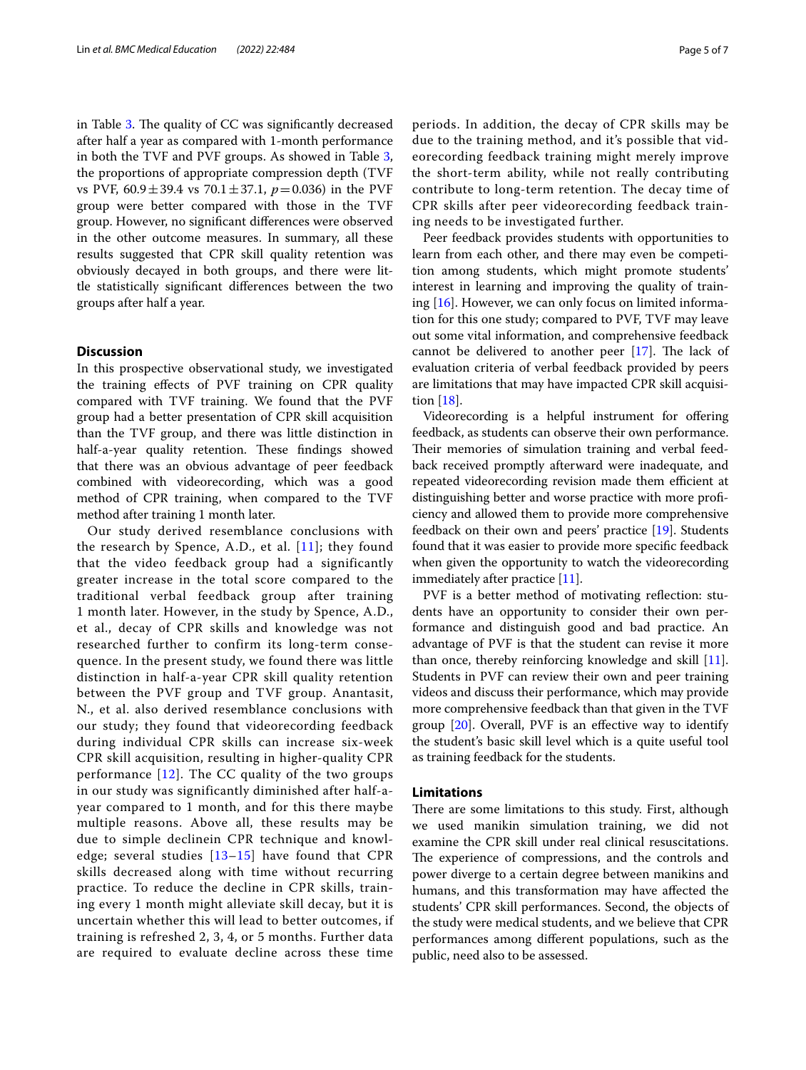in Table 3. The quality of CC was significantly decreased after half a year as compared with 1-month performance in both the TVF and PVF groups. As showed in Table 3, the proportions of appropriate compression depth (TVF vs PVF, $60.9 \pm 39.4$ vs $70.1 \pm 37.1$, $p = 0.036$) in the PVF group were better compared with those in the TVF group. However, no significant differences were observed in the other outcome measures. In summary, all these results suggested that CPR skill quality retention was obviously decayed in both groups, and there were little statistically significant differences between the two groups after half a year.

## Discussion

In this prospective observational study, we investigated the training effects of PVF training on CPR quality compared with TVF training. We found that the PVF group had a better presentation of CPR skill acquisition than the TVF group, and there was little distinction in half-a-year quality retention. These findings showed that there was an obvious advantage of peer feedback combined with videorecording, which was a good method of CPR training, when compared to the TVF method after training 1 month later.

Our study derived resemblance conclusions with the research by Spence, A.D., et al. [11]; they found that the video feedback group had a significantly greater increase in the total score compared to the traditional verbal feedback group after training 1 month later. However, in the study by Spence, A.D., et al., decay of CPR skills and knowledge was not researched further to confirm its long-term consequence. In the present study, we found there was little distinction in half-a-year CPR skill quality retention between the PVF group and TVF group. Anantasit, N., et al. also derived resemblance conclusions with our study; they found that videorecording feedback during individual CPR skills can increase six-week CPR skill acquisition, resulting in higher-quality CPR performance [12]. The CC quality of the two groups in our study was significantly diminished after half-a-year compared to 1 month, and for this there maybe multiple reasons. Above all, these results may be due to simple declinein CPR technique and knowledge; several studies [13–15] have found that CPR skills decreased along with time without recurring practice. To reduce the decline in CPR skills, training every 1 month might alleviate skill decay, but it is uncertain whether this will lead to better outcomes, if training is refreshed 2, 3, 4, or 5 months. Further data are required to evaluate decline across these time periods. In addition, the decay of CPR skills may be due to the training method, and it's possible that videorecording feedback training might merely improve the short-term ability, while not really contributing contribute to long-term retention. The decay time of CPR skills after peer videorecording feedback training needs to be investigated further.

Peer feedback provides students with opportunities to learn from each other, and there may even be competition among students, which might promote students' interest in learning and improving the quality of training [16]. However, we can only focus on limited information for this one study; compared to PVF, TVF may leave out some vital information, and comprehensive feedback cannot be delivered to another peer [17]. The lack of evaluation criteria of verbal feedback provided by peers are limitations that may have impacted CPR skill acquisition [18].

Videorecording is a helpful instrument for offering feedback, as students can observe their own performance. Their memories of simulation training and verbal feedback received promptly afterward were inadequate, and repeated videorecording revision made them efficient at distinguishing better and worse practice with more proficiency and allowed them to provide more comprehensive feedback on their own and peers' practice [19]. Students found that it was easier to provide more specific feedback when given the opportunity to watch the videorecording immediately after practice [11].

PVF is a better method of motivating reflection: students have an opportunity to consider their own performance and distinguish good and bad practice. An advantage of PVF is that the student can revise it more than once, thereby reinforcing knowledge and skill [11]. Students in PVF can review their own and peer training videos and discuss their performance, which may provide more comprehensive feedback than that given in the TVF group [20]. Overall, PVF is an effective way to identify the student's basic skill level which is a quite useful tool as training feedback for the students.

## Limitations

There are some limitations to this study. First, although we used manikin simulation training, we did not examine the CPR skill under real clinical resuscitations. The experience of compressions, and the controls and power diverge to a certain degree between manikins and humans, and this transformation may have affected the students' CPR skill performances. Second, the objects of the study were medical students, and we believe that CPR performances among different populations, such as the public, need also to be assessed.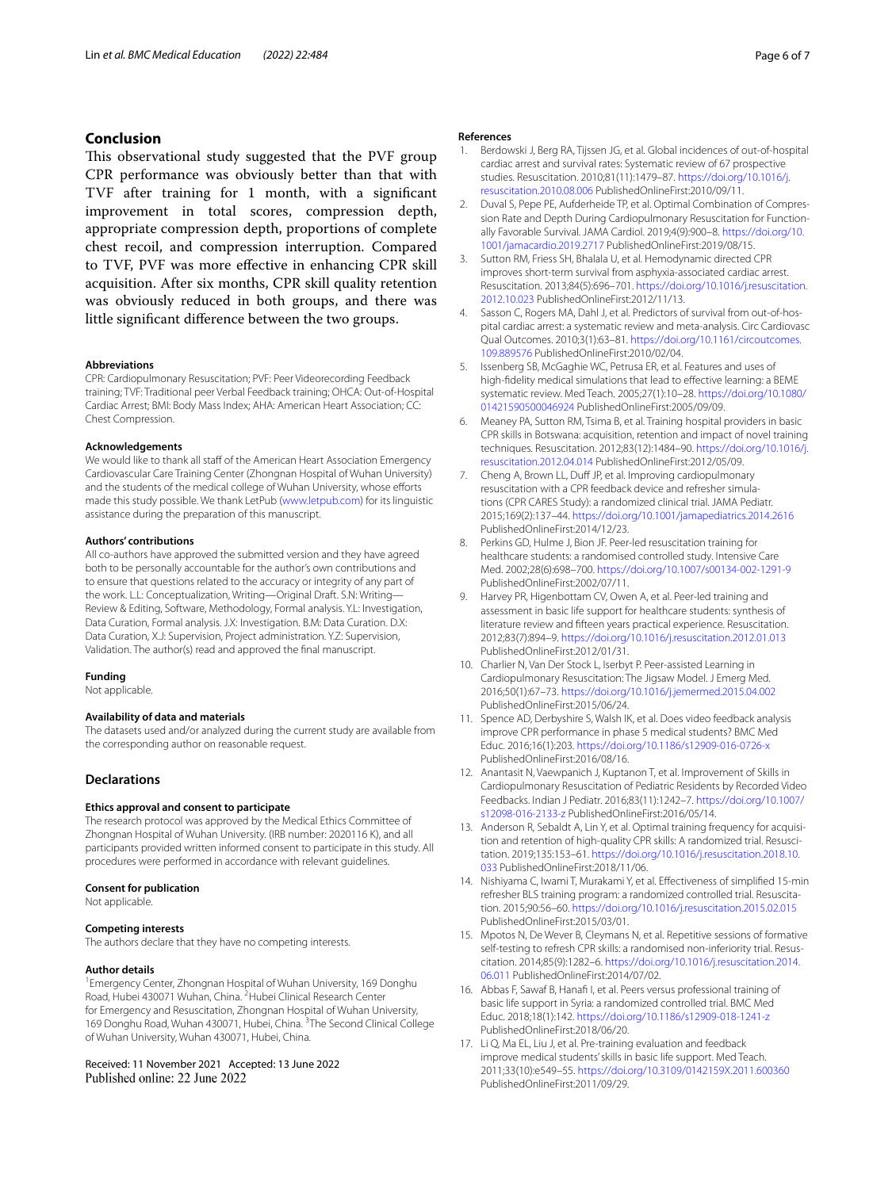## Conclusion

This observational study suggested that the PVF group CPR performance was obviously better than that with TVF after training for 1 month, with a significant improvement in total scores, compression depth, appropriate compression depth, proportions of complete chest recoil, and compression interruption. Compared to TVF, PVF was more effective in enhancing CPR skill acquisition. After six months, CPR skill quality retention was obviously reduced in both groups, and there was little significant difference between the two groups.

#### Abbreviations

CPR: Cardiopulmonary Resuscitation; PVF: Peer Videorecording Feedback training; TVF: Traditional peer Verbal Feedback training; OHCA: Out-of-Hospital Cardiac Arrest; BMI: Body Mass Index; AHA: American Heart Association; CC: Chest Compression.

#### Acknowledgements

We would like to thank all staff of the American Heart Association Emergency Cardiovascular Care Training Center (Zhongnan Hospital of Wuhan University) and the students of the medical college of Wuhan University, whose efforts made this study possible. We thank LetPub (www.letpub.com) for its linguistic assistance during the preparation of this manuscript.

#### Authors' contributions

All co-authors have approved the submitted version and they have agreed both to be personally accountable for the author's own contributions and to ensure that questions related to the accuracy or integrity of any part of the work. L.L: Conceptualization, Writing—Original Draft. S.N: Writing—Review & Editing, Software, Methodology, Formal analysis. Y.L: Investigation, Data Curation, Formal analysis. J.X: Investigation. B.M: Data Curation. D.X: Data Curation, X.J: Supervision, Project administration. Y.Z: Supervision, Validation. The author(s) read and approved the final manuscript.

#### Funding

Not applicable.

#### Availability of data and materials

The datasets used and/or analyzed during the current study are available from the corresponding author on reasonable request.

## Declarations

#### Ethics approval and consent to participate

The research protocol was approved by the Medical Ethics Committee of Zhongnan Hospital of Wuhan University. (IRB number: 2020116 K), and all participants provided written informed consent to participate in this study. All procedures were performed in accordance with relevant guidelines.

#### Consent for publication

Not applicable.

#### Competing interests

The authors declare that they have no competing interests.

#### Author details

[1]Emergency Center, Zhongnan Hospital of Wuhan University, 169 Donghu Road, Hubei 430071 Wuhan, China. [2]Hubei Clinical Research Center for Emergency and Resuscitation, Zhongnan Hospital of Wuhan University, 169 Donghu Road, Wuhan 430071, Hubei, China. [3]The Second Clinical College of Wuhan University, Wuhan 430071, Hubei, China.

Received: 11 November 2021 Accepted: 13 June 2022
Published online: 22 June 2022

#### References

1. Berdowski J, Berg RA, Tijssen JG, et al. Global incidences of out-of-hospital cardiac arrest and survival rates: Systematic review of 67 prospective studies. Resuscitation. 2010;81(11):1479–87. https://doi.org/10.1016/j.resuscitation.2010.08.006 PublishedOnlineFirst:2010/09/11.
2. Duval S, Pepe PE, Aufderheide TP, et al. Optimal Combination of Compression Rate and Depth During Cardiopulmonary Resuscitation for Functionally Favorable Survival. JAMA Cardiol. 2019;4(9):900–8. https://doi.org/10.1001/jamacardio.2019.2717 PublishedOnlineFirst:2019/08/15.
3. Sutton RM, Friess SH, Bhalala U, et al. Hemodynamic directed CPR improves short-term survival from asphyxia-associated cardiac arrest. Resuscitation. 2013;84(5):696–701. https://doi.org/10.1016/j.resuscitation.2012.10.023 PublishedOnlineFirst:2012/11/13.
4. Sasson C, Rogers MA, Dahl J, et al. Predictors of survival from out-of-hospital cardiac arrest: a systematic review and meta-analysis. Circ Cardiovasc Qual Outcomes. 2010;3(1):63–81. https://doi.org/10.1161/circoutcomes.109.889576 PublishedOnlineFirst:2010/02/04.
5. Issenberg SB, McGaghie WC, Petrusa ER, et al. Features and uses of high-fidelity medical simulations that lead to effective learning: a BEME systematic review. Med Teach. 2005;27(1):10–28. https://doi.org/10.1080/01421590500046924 PublishedOnlineFirst:2005/09/09.
6. Meaney PA, Sutton RM, Tsima B, et al. Training hospital providers in basic CPR skills in Botswana: acquisition, retention and impact of novel training techniques. Resuscitation. 2012;83(12):1484–90. https://doi.org/10.1016/j.resuscitation.2012.04.014 PublishedOnlineFirst:2012/05/09.
7. Cheng A, Brown LL, Duff JP, et al. Improving cardiopulmonary resuscitation with a CPR feedback device and refresher simulations (CPR CARES Study): a randomized clinical trial. JAMA Pediatr. 2015;169(2):137–44. https://doi.org/10.1001/jamapediatrics.2014.2616 PublishedOnlineFirst:2014/12/23.
8. Perkins GD, Hulme J, Bion JF. Peer-led resuscitation training for healthcare students: a randomised controlled study. Intensive Care Med. 2002;28(6):698–700. https://doi.org/10.1007/s00134-002-1291-9 PublishedOnlineFirst:2002/07/11.
9. Harvey PR, Higenbottam CV, Owen A, et al. Peer-led training and assessment in basic life support for healthcare students: synthesis of literature review and fifteen years practical experience. Resuscitation. 2012;83(7):894–9. https://doi.org/10.1016/j.resuscitation.2012.01.013 PublishedOnlineFirst:2012/01/31.
10. Charlier N, Van Der Stock L, Iserbyt P. Peer-assisted Learning in Cardiopulmonary Resuscitation: The Jigsaw Model. J Emerg Med. 2016;50(1):67–73. https://doi.org/10.1016/j.jemermed.2015.04.002 PublishedOnlineFirst:2015/06/24.
11. Spence AD, Derbyshire S, Walsh IK, et al. Does video feedback analysis improve CPR performance in phase 5 medical students? BMC Med Educ. 2016;16(1):203. https://doi.org/10.1186/s12909-016-0726-x PublishedOnlineFirst:2016/08/16.
12. Anantasit N, Vaewpanich J, Kuptanon T, et al. Improvement of Skills in Cardiopulmonary Resuscitation of Pediatric Residents by Recorded Video Feedbacks. Indian J Pediatr. 2016;83(11):1242–7. https://doi.org/10.1007/s12098-016-2133-z PublishedOnlineFirst:2016/05/14.
13. Anderson R, Sebaldt A, Lin Y, et al. Optimal training frequency for acquisition and retention of high-quality CPR skills: A randomized trial. Resuscitation. 2019;135:153–61. https://doi.org/10.1016/j.resuscitation.2018.10.033 PublishedOnlineFirst:2018/11/06.
14. Nishiyama C, Iwami T, Murakami Y, et al. Effectiveness of simplified 15-min refresher BLS training program: a randomized controlled trial. Resuscitation. 2015;90:56–60. https://doi.org/10.1016/j.resuscitation.2015.02.015 PublishedOnlineFirst:2015/03/01.
15. Mpotos N, De Wever B, Cleymans N, et al. Repetitive sessions of formative self-testing to refresh CPR skills: a randomised non-inferiority trial. Resuscitation. 2014;85(9):1282–6. https://doi.org/10.1016/j.resuscitation.2014.06.011 PublishedOnlineFirst:2014/07/02.
16. Abbas F, Sawaf B, Hanafi I, et al. Peers versus professional training of basic life support in Syria: a randomized controlled trial. BMC Med Educ. 2018;18(1):142. https://doi.org/10.1186/s12909-018-1241-z PublishedOnlineFirst:2018/06/20.
17. Li Q, Ma EL, Liu J, et al. Pre-training evaluation and feedback improve medical students' skills in basic life support. Med Teach. 2011;33(10):e549–55. https://doi.org/10.3109/0142159X.2011.600360 PublishedOnlineFirst:2011/09/29.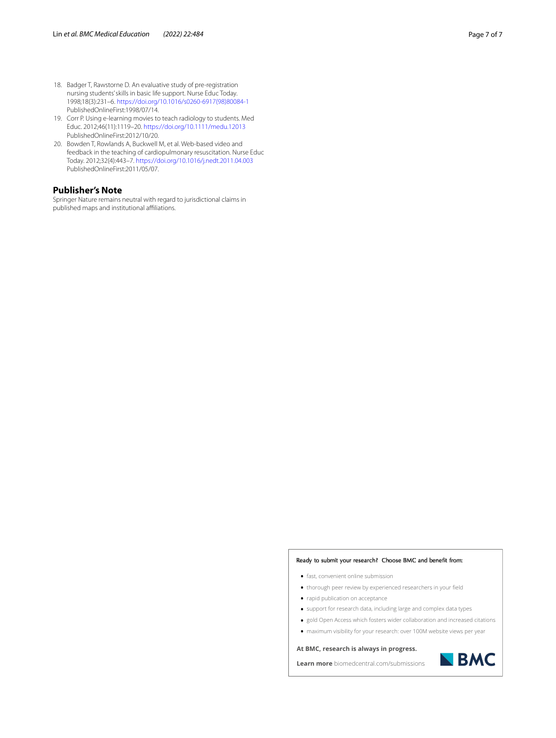18. Badger T, Rawstorne D. An evaluative study of pre-registration nursing students' skills in basic life support. Nurse Educ Today. 1998;18(3):231–6. https://doi.org/10.1016/s0260-6917(98)80084-1 PublishedOnlineFirst:1998/07/14.
19. Corr P. Using e-learning movies to teach radiology to students. Med Educ. 2012;46(11):1119–20. https://doi.org/10.1111/medu.12013 PublishedOnlineFirst:2012/10/20.
20. Bowden T, Rowlands A, Buckwell M, et al. Web-based video and feedback in the teaching of cardiopulmonary resuscitation. Nurse Educ Today. 2012;32(4):443–7. https://doi.org/10.1016/j.nedt.2011.04.003 PublishedOnlineFirst:2011/05/07.

## Publisher's Note

Springer Nature remains neutral with regard to jurisdictional claims in published maps and institutional affiliations.

Ready to submit your research? Choose BMC and benefit from:

- fast, convenient online submission
- thorough peer review by experienced researchers in your field
- rapid publication on acceptance
- support for research data, including large and complex data types
- gold Open Access which fosters wider collaboration and increased citations
- maximum visibility for your research: over 100M website views per year

**At BMC, research is always in progress.**

**Learn more** biomedcentral.com/submissions

BMC